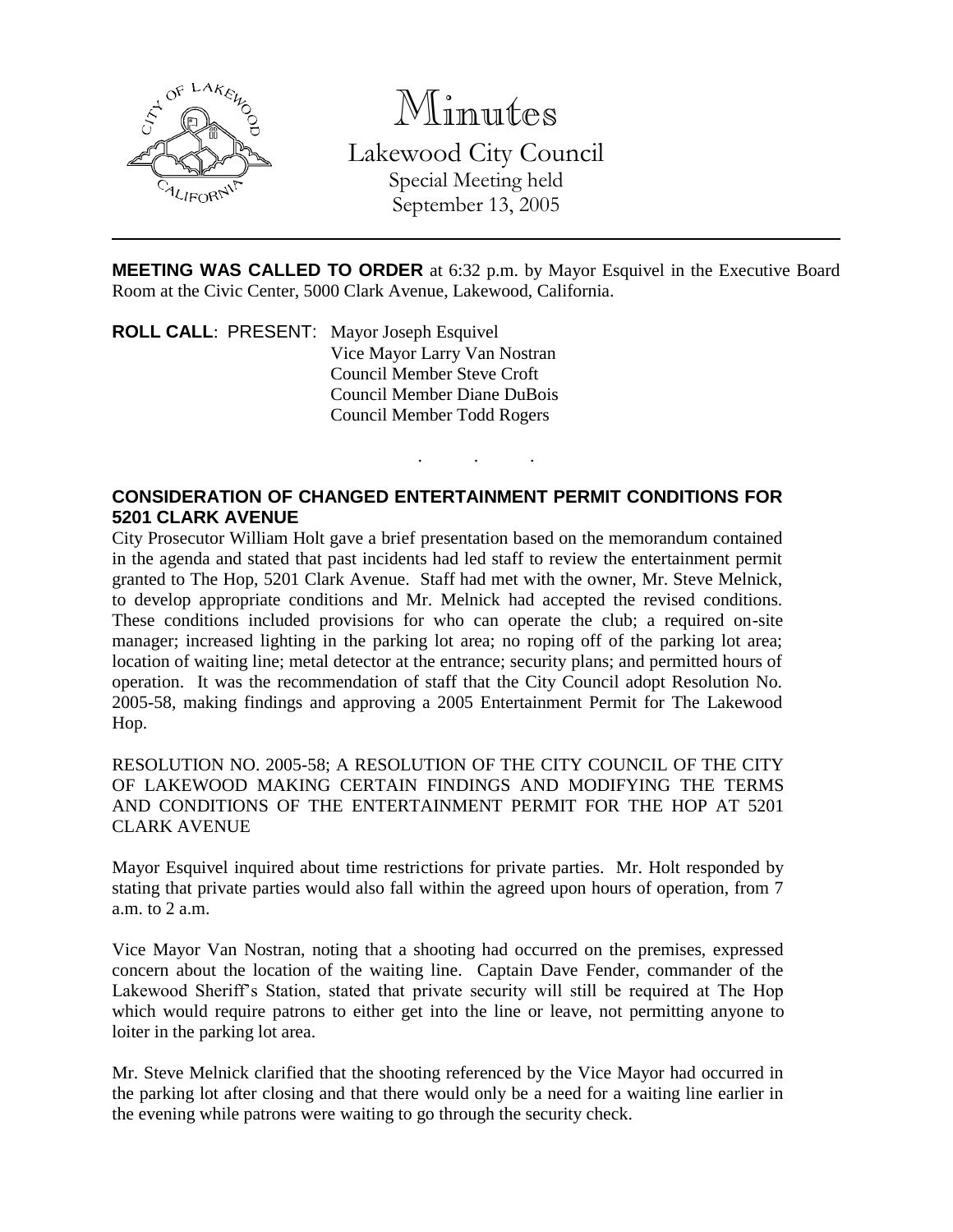# Minutes

Lakewood City Council
Special Meeting held
September 13, 2005

---

**MEETING WAS CALLED TO ORDER** at 6:32 p.m. by Mayor Esquivel in the Executive Board Room at the Civic Center, 5000 Clark Avenue, Lakewood, California.

**ROLL CALL**: PRESENT: Mayor Joseph Esquivel
Vice Mayor Larry Van Nostran
Council Member Steve Croft
Council Member Diane DuBois
Council Member Todd Rogers

. . .

**CONSIDERATION OF CHANGED ENTERTAINMENT PERMIT CONDITIONS FOR 5201 CLARK AVENUE**

City Prosecutor William Holt gave a brief presentation based on the memorandum contained in the agenda and stated that past incidents had led staff to review the entertainment permit granted to The Hop, 5201 Clark Avenue. Staff had met with the owner, Mr. Steve Melnick, to develop appropriate conditions and Mr. Melnick had accepted the revised conditions. These conditions included provisions for who can operate the club; a required on-site manager; increased lighting in the parking lot area; no roping off of the parking lot area; location of waiting line; metal detector at the entrance; security plans; and permitted hours of operation. It was the recommendation of staff that the City Council adopt Resolution No. 2005-58, making findings and approving a 2005 Entertainment Permit for The Lakewood Hop.

RESOLUTION NO. 2005-58; A RESOLUTION OF THE CITY COUNCIL OF THE CITY OF LAKEWOOD MAKING CERTAIN FINDINGS AND MODIFYING THE TERMS AND CONDITIONS OF THE ENTERTAINMENT PERMIT FOR THE HOP AT 5201 CLARK AVENUE

Mayor Esquivel inquired about time restrictions for private parties. Mr. Holt responded by stating that private parties would also fall within the agreed upon hours of operation, from 7 a.m. to 2 a.m.

Vice Mayor Van Nostran, noting that a shooting had occurred on the premises, expressed concern about the location of the waiting line. Captain Dave Fender, commander of the Lakewood Sheriff's Station, stated that private security will still be required at The Hop which would require patrons to either get into the line or leave, not permitting anyone to loiter in the parking lot area.

Mr. Steve Melnick clarified that the shooting referenced by the Vice Mayor had occurred in the parking lot after closing and that there would only be a need for a waiting line earlier in the evening while patrons were waiting to go through the security check.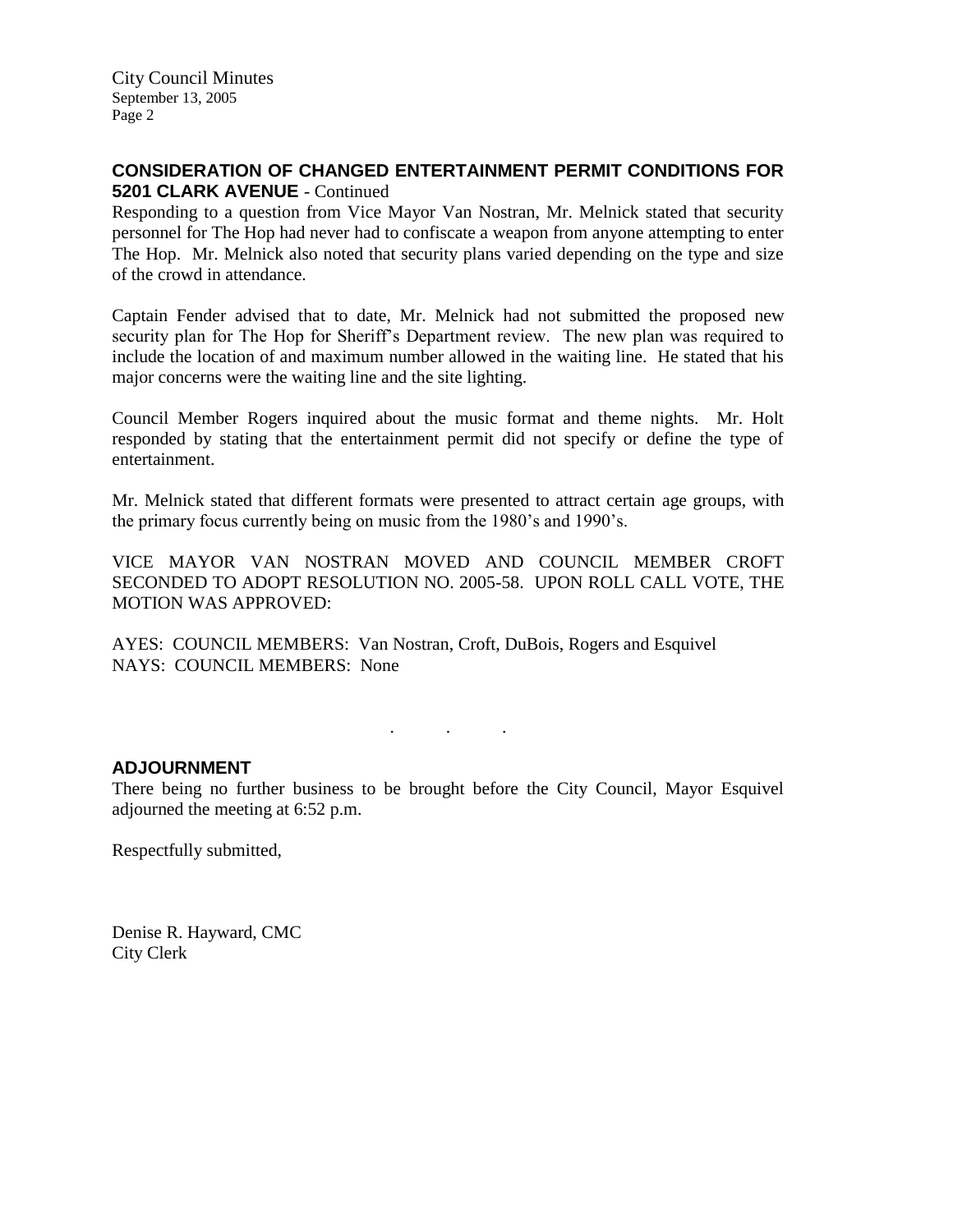## CONSIDERATION OF CHANGED ENTERTAINMENT PERMIT CONDITIONS FOR 5201 CLARK AVENUE - Continued

Responding to a question from Vice Mayor Van Nostran, Mr. Melnick stated that security personnel for The Hop had never had to confiscate a weapon from anyone attempting to enter The Hop. Mr. Melnick also noted that security plans varied depending on the type and size of the crowd in attendance.

Captain Fender advised that to date, Mr. Melnick had not submitted the proposed new security plan for The Hop for Sheriff's Department review. The new plan was required to include the location of and maximum number allowed in the waiting line. He stated that his major concerns were the waiting line and the site lighting.

Council Member Rogers inquired about the music format and theme nights. Mr. Holt responded by stating that the entertainment permit did not specify or define the type of entertainment.

Mr. Melnick stated that different formats were presented to attract certain age groups, with the primary focus currently being on music from the 1980's and 1990's.

VICE MAYOR VAN NOSTRAN MOVED AND COUNCIL MEMBER CROFT SECONDED TO ADOPT RESOLUTION NO. 2005-58. UPON ROLL CALL VOTE, THE MOTION WAS APPROVED:

AYES: COUNCIL MEMBERS: Van Nostran, Croft, DuBois, Rogers and Esquivel
NAYS: COUNCIL MEMBERS: None

. . .

## ADJOURNMENT

There being no further business to be brought before the City Council, Mayor Esquivel adjourned the meeting at 6:52 p.m.

Respectfully submitted,

Denise R. Hayward, CMC
City Clerk